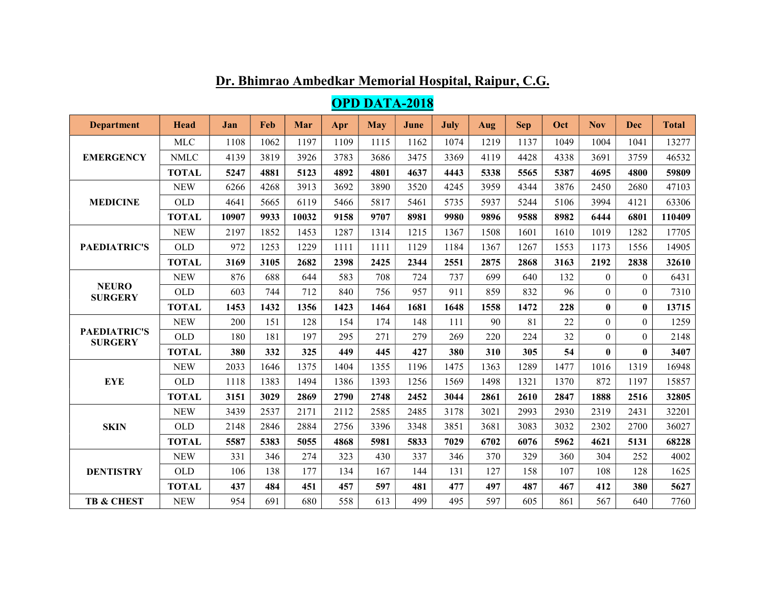# Dr. Bhimrao Ambedkar Memorial Hospital, Raipur, C.G.

## OPD DATA-2018

| Department | Head | Jan | Feb | Mar | Apr | May | June | July | Aug | Sep | Oct | Nov | Dec | Total |
|---|---|---|---|---|---|---|---|---|---|---|---|---|---|---|
| EMERGENCY | MLC | 1108 | 1062 | 1197 | 1109 | 1115 | 1162 | 1074 | 1219 | 1137 | 1049 | 1004 | 1041 | 13277 |
| | NMLC | 4139 | 3819 | 3926 | 3783 | 3686 | 3475 | 3369 | 4119 | 4428 | 4338 | 3691 | 3759 | 46532 |
| | **TOTAL** | **5247** | **4881** | **5123** | **4892** | **4801** | **4637** | **4443** | **5338** | **5565** | **5387** | **4695** | **4800** | **59809** |
| MEDICINE | NEW | 6266 | 4268 | 3913 | 3692 | 3890 | 3520 | 4245 | 3959 | 4344 | 3876 | 2450 | 2680 | 47103 |
| | OLD | 4641 | 5665 | 6119 | 5466 | 5817 | 5461 | 5735 | 5937 | 5244 | 5106 | 3994 | 4121 | 63306 |
| | **TOTAL** | **10907** | **9933** | **10032** | **9158** | **9707** | **8981** | **9980** | **9896** | **9588** | **8982** | **6444** | **6801** | **110409** |
| PAEDIATRIC'S | NEW | 2197 | 1852 | 1453 | 1287 | 1314 | 1215 | 1367 | 1508 | 1601 | 1610 | 1019 | 1282 | 17705 |
| | OLD | 972 | 1253 | 1229 | 1111 | 1111 | 1129 | 1184 | 1367 | 1267 | 1553 | 1173 | 1556 | 14905 |
| | **TOTAL** | **3169** | **3105** | **2682** | **2398** | **2425** | **2344** | **2551** | **2875** | **2868** | **3163** | **2192** | **2838** | **32610** |
| NEURO SURGERY | NEW | 876 | 688 | 644 | 583 | 708 | 724 | 737 | 699 | 640 | 132 | 0 | 0 | 6431 |
| | OLD | 603 | 744 | 712 | 840 | 756 | 957 | 911 | 859 | 832 | 96 | 0 | 0 | 7310 |
| | **TOTAL** | **1453** | **1432** | **1356** | **1423** | **1464** | **1681** | **1648** | **1558** | **1472** | **228** | **0** | **0** | **13715** |
| PAEDIATRIC'S SURGERY | NEW | 200 | 151 | 128 | 154 | 174 | 148 | 111 | 90 | 81 | 22 | 0 | 0 | 1259 |
| | OLD | 180 | 181 | 197 | 295 | 271 | 279 | 269 | 220 | 224 | 32 | 0 | 0 | 2148 |
| | **TOTAL** | **380** | **332** | **325** | **449** | **445** | **427** | **380** | **310** | **305** | **54** | **0** | **0** | **3407** |
| EYE | NEW | 2033 | 1646 | 1375 | 1404 | 1355 | 1196 | 1475 | 1363 | 1289 | 1477 | 1016 | 1319 | 16948 |
| | OLD | 1118 | 1383 | 1494 | 1386 | 1393 | 1256 | 1569 | 1498 | 1321 | 1370 | 872 | 1197 | 15857 |
| | **TOTAL** | **3151** | **3029** | **2869** | **2790** | **2748** | **2452** | **3044** | **2861** | **2610** | **2847** | **1888** | **2516** | **32805** |
| SKIN | NEW | 3439 | 2537 | 2171 | 2112 | 2585 | 2485 | 3178 | 3021 | 2993 | 2930 | 2319 | 2431 | 32201 |
| | OLD | 2148 | 2846 | 2884 | 2756 | 3396 | 3348 | 3851 | 3681 | 3083 | 3032 | 2302 | 2700 | 36027 |
| | **TOTAL** | **5587** | **5383** | **5055** | **4868** | **5981** | **5833** | **7029** | **6702** | **6076** | **5962** | **4621** | **5131** | **68228** |
| DENTISTRY | NEW | 331 | 346 | 274 | 323 | 430 | 337 | 346 | 370 | 329 | 360 | 304 | 252 | 4002 |
| | OLD | 106 | 138 | 177 | 134 | 167 | 144 | 131 | 127 | 158 | 107 | 108 | 128 | 1625 |
| | **TOTAL** | **437** | **484** | **451** | **457** | **597** | **481** | **477** | **497** | **487** | **467** | **412** | **380** | **5627** |
| TB & CHEST | NEW | 954 | 691 | 680 | 558 | 613 | 499 | 495 | 597 | 605 | 861 | 567 | 640 | 7760 |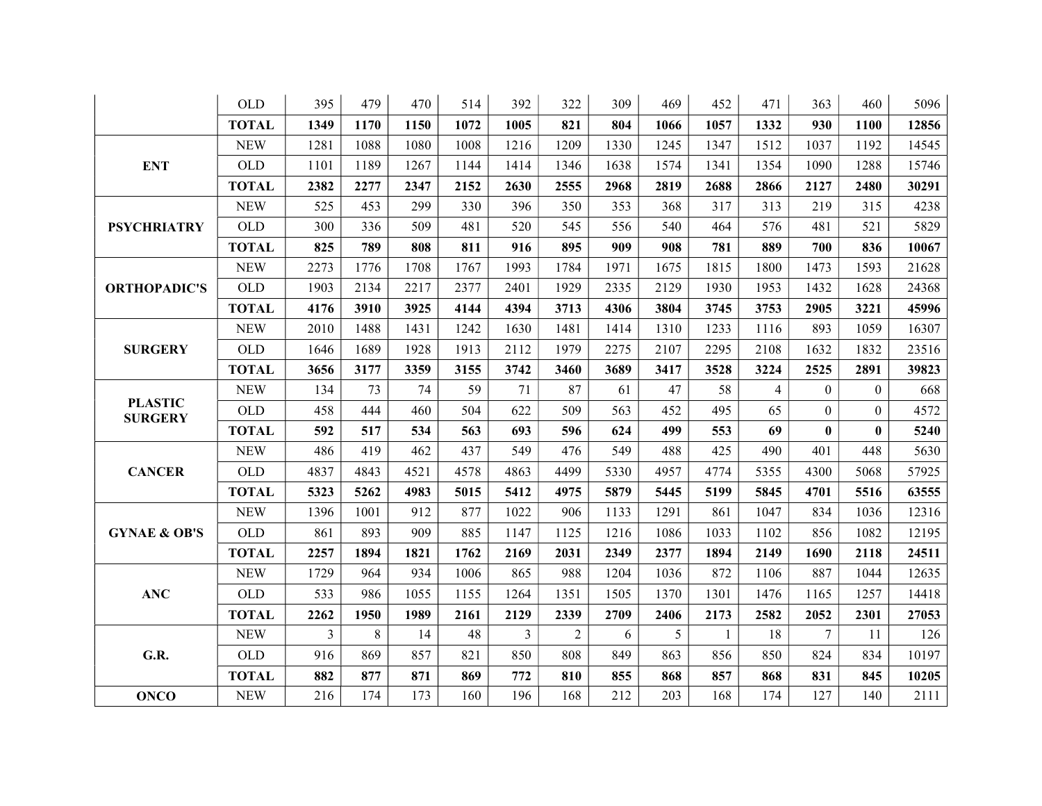| | | | | | | | | | | | | | | |
|---|---|---|---|---|---|---|---|---|---|---|---|---|---|---|
| | OLD | 395 | 479 | 470 | 514 | 392 | 322 | 309 | 469 | 452 | 471 | 363 | 460 | 5096 |
| | **TOTAL** | **1349** | **1170** | **1150** | **1072** | **1005** | **821** | **804** | **1066** | **1057** | **1332** | **930** | **1100** | **12856** |
| **ENT** | NEW | 1281 | 1088 | 1080 | 1008 | 1216 | 1209 | 1330 | 1245 | 1347 | 1512 | 1037 | 1192 | 14545 |
| | OLD | 1101 | 1189 | 1267 | 1144 | 1414 | 1346 | 1638 | 1574 | 1341 | 1354 | 1090 | 1288 | 15746 |
| | **TOTAL** | **2382** | **2277** | **2347** | **2152** | **2630** | **2555** | **2968** | **2819** | **2688** | **2866** | **2127** | **2480** | **30291** |
| **PSYCHRIATRY** | NEW | 525 | 453 | 299 | 330 | 396 | 350 | 353 | 368 | 317 | 313 | 219 | 315 | 4238 |
| | OLD | 300 | 336 | 509 | 481 | 520 | 545 | 556 | 540 | 464 | 576 | 481 | 521 | 5829 |
| | **TOTAL** | **825** | **789** | **808** | **811** | **916** | **895** | **909** | **908** | **781** | **889** | **700** | **836** | **10067** |
| **ORTHOPADIC'S** | NEW | 2273 | 1776 | 1708 | 1767 | 1993 | 1784 | 1971 | 1675 | 1815 | 1800 | 1473 | 1593 | 21628 |
| | OLD | 1903 | 2134 | 2217 | 2377 | 2401 | 1929 | 2335 | 2129 | 1930 | 1953 | 1432 | 1628 | 24368 |
| | **TOTAL** | **4176** | **3910** | **3925** | **4144** | **4394** | **3713** | **4306** | **3804** | **3745** | **3753** | **2905** | **3221** | **45996** |
| **SURGERY** | NEW | 2010 | 1488 | 1431 | 1242 | 1630 | 1481 | 1414 | 1310 | 1233 | 1116 | 893 | 1059 | 16307 |
| | OLD | 1646 | 1689 | 1928 | 1913 | 2112 | 1979 | 2275 | 2107 | 2295 | 2108 | 1632 | 1832 | 23516 |
| | **TOTAL** | **3656** | **3177** | **3359** | **3155** | **3742** | **3460** | **3689** | **3417** | **3528** | **3224** | **2525** | **2891** | **39823** |
| **PLASTIC SURGERY** | NEW | 134 | 73 | 74 | 59 | 71 | 87 | 61 | 47 | 58 | 4 | 0 | 0 | 668 |
| | OLD | 458 | 444 | 460 | 504 | 622 | 509 | 563 | 452 | 495 | 65 | 0 | 0 | 4572 |
| | **TOTAL** | **592** | **517** | **534** | **563** | **693** | **596** | **624** | **499** | **553** | **69** | **0** | **0** | **5240** |
| **CANCER** | NEW | 486 | 419 | 462 | 437 | 549 | 476 | 549 | 488 | 425 | 490 | 401 | 448 | 5630 |
| | OLD | 4837 | 4843 | 4521 | 4578 | 4863 | 4499 | 5330 | 4957 | 4774 | 5355 | 4300 | 5068 | 57925 |
| | **TOTAL** | **5323** | **5262** | **4983** | **5015** | **5412** | **4975** | **5879** | **5445** | **5199** | **5845** | **4701** | **5516** | **63555** |
| **GYNAE & OB'S** | NEW | 1396 | 1001 | 912 | 877 | 1022 | 906 | 1133 | 1291 | 861 | 1047 | 834 | 1036 | 12316 |
| | OLD | 861 | 893 | 909 | 885 | 1147 | 1125 | 1216 | 1086 | 1033 | 1102 | 856 | 1082 | 12195 |
| | **TOTAL** | **2257** | **1894** | **1821** | **1762** | **2169** | **2031** | **2349** | **2377** | **1894** | **2149** | **1690** | **2118** | **24511** |
| **ANC** | NEW | 1729 | 964 | 934 | 1006 | 865 | 988 | 1204 | 1036 | 872 | 1106 | 887 | 1044 | 12635 |
| | OLD | 533 | 986 | 1055 | 1155 | 1264 | 1351 | 1505 | 1370 | 1301 | 1476 | 1165 | 1257 | 14418 |
| | **TOTAL** | **2262** | **1950** | **1989** | **2161** | **2129** | **2339** | **2709** | **2406** | **2173** | **2582** | **2052** | **2301** | **27053** |
| **G.R.** | NEW | 3 | 8 | 14 | 48 | 3 | 2 | 6 | 5 | 1 | 18 | 7 | 11 | 126 |
| | OLD | 916 | 869 | 857 | 821 | 850 | 808 | 849 | 863 | 856 | 850 | 824 | 834 | 10197 |
| | **TOTAL** | **882** | **877** | **871** | **869** | **772** | **810** | **855** | **868** | **857** | **868** | **831** | **845** | **10205** |
| **ONCO** | NEW | 216 | 174 | 173 | 160 | 196 | 168 | 212 | 203 | 168 | 174 | 127 | 140 | 2111 |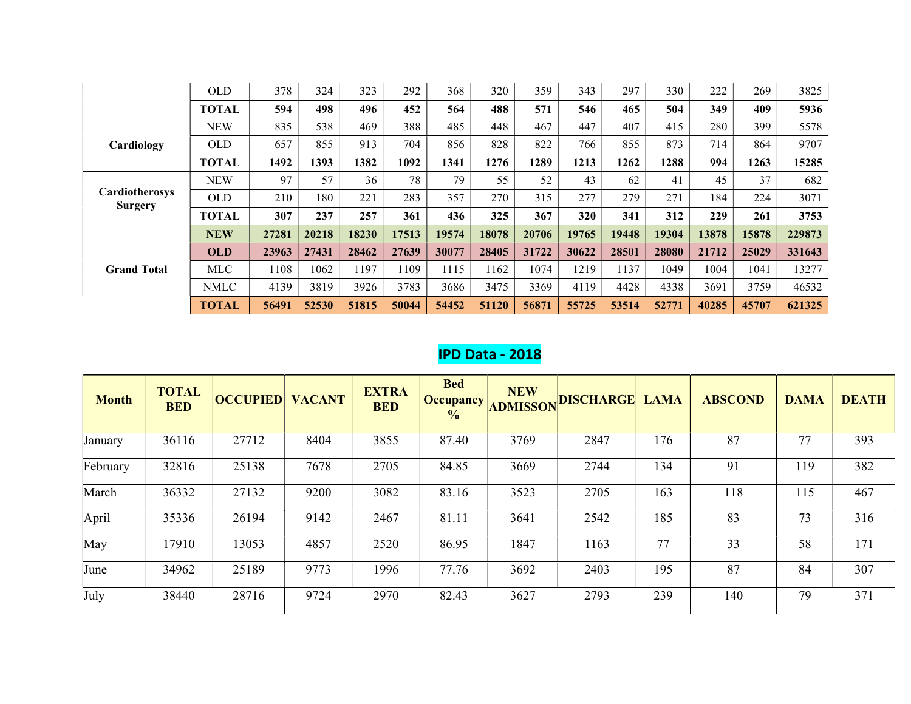| | | | | | | | | | | | | | | |
|---|---|---|---|---|---|---|---|---|---|---|---|---|---|---|
| | OLD | 378 | 324 | 323 | 292 | 368 | 320 | 359 | 343 | 297 | 330 | 222 | 269 | 3825 |
| | **TOTAL** | **594** | **498** | **496** | **452** | **564** | **488** | **571** | **546** | **465** | **504** | **349** | **409** | **5936** |
| **Cardiology** | NEW | 835 | 538 | 469 | 388 | 485 | 448 | 467 | 447 | 407 | 415 | 280 | 399 | 5578 |
| | OLD | 657 | 855 | 913 | 704 | 856 | 828 | 822 | 766 | 855 | 873 | 714 | 864 | 9707 |
| | **TOTAL** | **1492** | **1393** | **1382** | **1092** | **1341** | **1276** | **1289** | **1213** | **1262** | **1288** | **994** | **1263** | **15285** |
| **Cardiotherosys Surgery** | NEW | 97 | 57 | 36 | 78 | 79 | 55 | 52 | 43 | 62 | 41 | 45 | 37 | 682 |
| | OLD | 210 | 180 | 221 | 283 | 357 | 270 | 315 | 277 | 279 | 271 | 184 | 224 | 3071 |
| | **TOTAL** | **307** | **237** | **257** | **361** | **436** | **325** | **367** | **320** | **341** | **312** | **229** | **261** | **3753** |
| **Grand Total** | **NEW** | **27281** | **20218** | **18230** | **17513** | **19574** | **18078** | **20706** | **19765** | **19448** | **19304** | **13878** | **15878** | **229873** |
| | **OLD** | **23963** | **27431** | **28462** | **27639** | **30077** | **28405** | **31722** | **30622** | **28501** | **28080** | **21712** | **25029** | **331643** |
| | MLC | 1108 | 1062 | 1197 | 1109 | 1115 | 1162 | 1074 | 1219 | 1137 | 1049 | 1004 | 1041 | 13277 |
| | NMLC | 4139 | 3819 | 3926 | 3783 | 3686 | 3475 | 3369 | 4119 | 4428 | 4338 | 3691 | 3759 | 46532 |
| | **TOTAL** | **56491** | **52530** | **51815** | **50044** | **54452** | **51120** | **56871** | **55725** | **53514** | **52771** | **40285** | **45707** | **621325** |

## IPD Data - 2018

| Month | TOTAL BED | OCCUPIED | VACANT | EXTRA BED | Bed Occupancy % | NEW ADMISSON | DISCHARGE | LAMA | ABSCOND | DAMA | DEATH |
|---|---|---|---|---|---|---|---|---|---|---|---|
| January | 36116 | 27712 | 8404 | 3855 | 87.40 | 3769 | 2847 | 176 | 87 | 77 | 393 |
| February | 32816 | 25138 | 7678 | 2705 | 84.85 | 3669 | 2744 | 134 | 91 | 119 | 382 |
| March | 36332 | 27132 | 9200 | 3082 | 83.16 | 3523 | 2705 | 163 | 118 | 115 | 467 |
| April | 35336 | 26194 | 9142 | 2467 | 81.11 | 3641 | 2542 | 185 | 83 | 73 | 316 |
| May | 17910 | 13053 | 4857 | 2520 | 86.95 | 1847 | 1163 | 77 | 33 | 58 | 171 |
| June | 34962 | 25189 | 9773 | 1996 | 77.76 | 3692 | 2403 | 195 | 87 | 84 | 307 |
| July | 38440 | 28716 | 9724 | 2970 | 82.43 | 3627 | 2793 | 239 | 140 | 79 | 371 |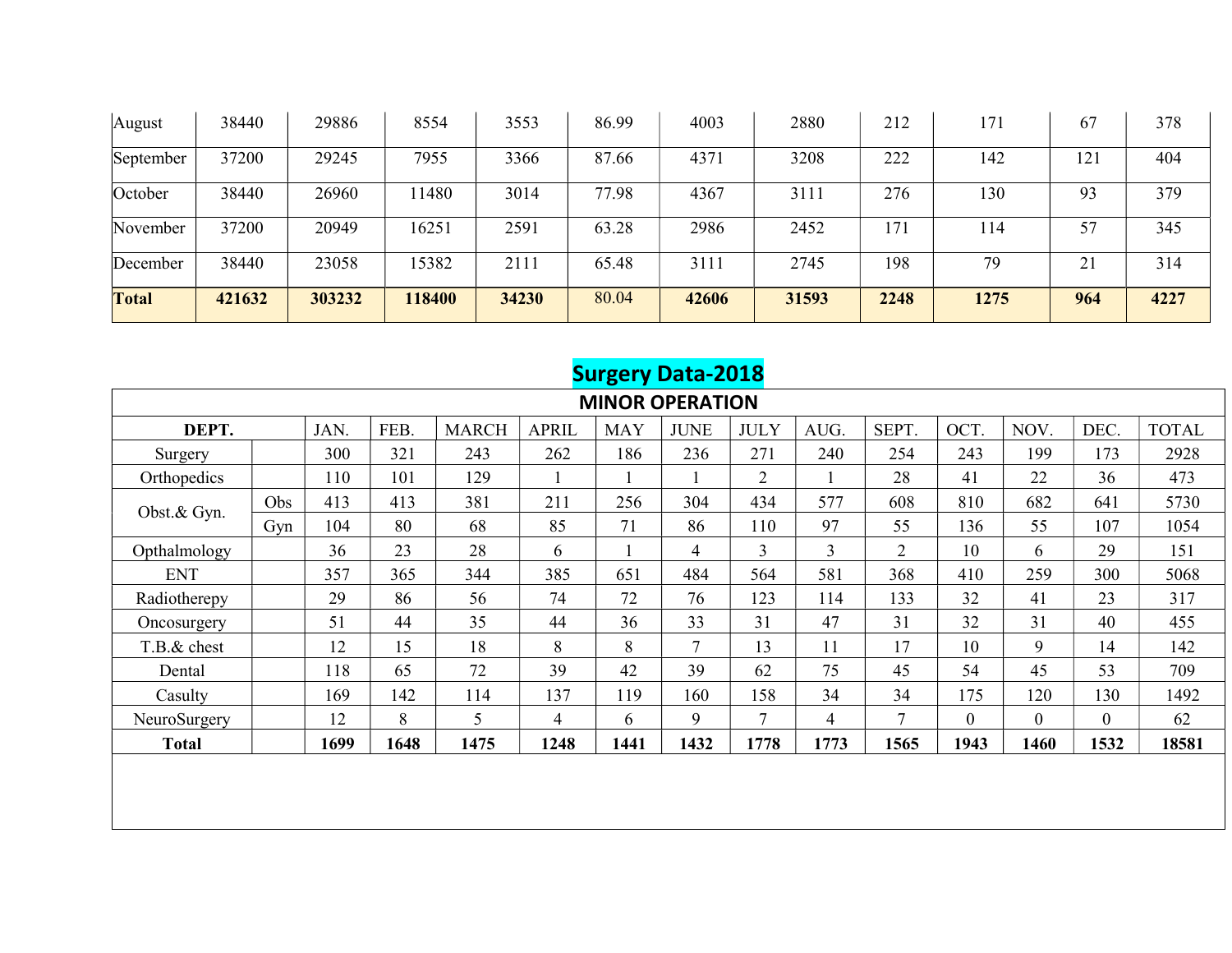| August | 38440 | 29886 | 8554 | 3553 | 86.99 | 4003 | 2880 | 212 | 171 | 67 | 378 |
|---|---|---|---|---|---|---|---|---|---|---|---|
| September | 37200 | 29245 | 7955 | 3366 | 87.66 | 4371 | 3208 | 222 | 142 | 121 | 404 |
| October | 38440 | 26960 | 11480 | 3014 | 77.98 | 4367 | 3111 | 276 | 130 | 93 | 379 |
| November | 37200 | 20949 | 16251 | 2591 | 63.28 | 2986 | 2452 | 171 | 114 | 57 | 345 |
| December | 38440 | 23058 | 15382 | 2111 | 65.48 | 3111 | 2745 | 198 | 79 | 21 | 314 |
| **Total** | **421632** | **303232** | **118400** | **34230** | 80.04 | **42606** | **31593** | **2248** | **1275** | **964** | **4227** |

## Surgery Data-2018

### MINOR OPERATION

| DEPT. | | JAN. | FEB. | MARCH | APRIL | MAY | JUNE | JULY | AUG. | SEPT. | OCT. | NOV. | DEC. | TOTAL |
|---|---|---|---|---|---|---|---|---|---|---|---|---|---|---|
| Surgery | | 300 | 321 | 243 | 262 | 186 | 236 | 271 | 240 | 254 | 243 | 199 | 173 | 2928 |
| Orthopedics | | 110 | 101 | 129 | 1 | 1 | 1 | 2 | 1 | 28 | 41 | 22 | 36 | 473 |
| Obst.& Gyn. | Obs | 413 | 413 | 381 | 211 | 256 | 304 | 434 | 577 | 608 | 810 | 682 | 641 | 5730 |
| | Gyn | 104 | 80 | 68 | 85 | 71 | 86 | 110 | 97 | 55 | 136 | 55 | 107 | 1054 |
| Opthalmology | | 36 | 23 | 28 | 6 | 1 | 4 | 3 | 3 | 2 | 10 | 6 | 29 | 151 |
| ENT | | 357 | 365 | 344 | 385 | 651 | 484 | 564 | 581 | 368 | 410 | 259 | 300 | 5068 |
| Radiotherepy | | 29 | 86 | 56 | 74 | 72 | 76 | 123 | 114 | 133 | 32 | 41 | 23 | 317 |
| Oncosurgery | | 51 | 44 | 35 | 44 | 36 | 33 | 31 | 47 | 31 | 32 | 31 | 40 | 455 |
| T.B.& chest | | 12 | 15 | 18 | 8 | 8 | 7 | 13 | 11 | 17 | 10 | 9 | 14 | 142 |
| Dental | | 118 | 65 | 72 | 39 | 42 | 39 | 62 | 75 | 45 | 54 | 45 | 53 | 709 |
| Casulty | | 169 | 142 | 114 | 137 | 119 | 160 | 158 | 34 | 34 | 175 | 120 | 130 | 1492 |
| NeuroSurgery | | 12 | 8 | 5 | 4 | 6 | 9 | 7 | 4 | 7 | 0 | 0 | 0 | 62 |
| **Total** | | **1699** | **1648** | **1475** | **1248** | **1441** | **1432** | **1778** | **1773** | **1565** | **1943** | **1460** | **1532** | **18581** |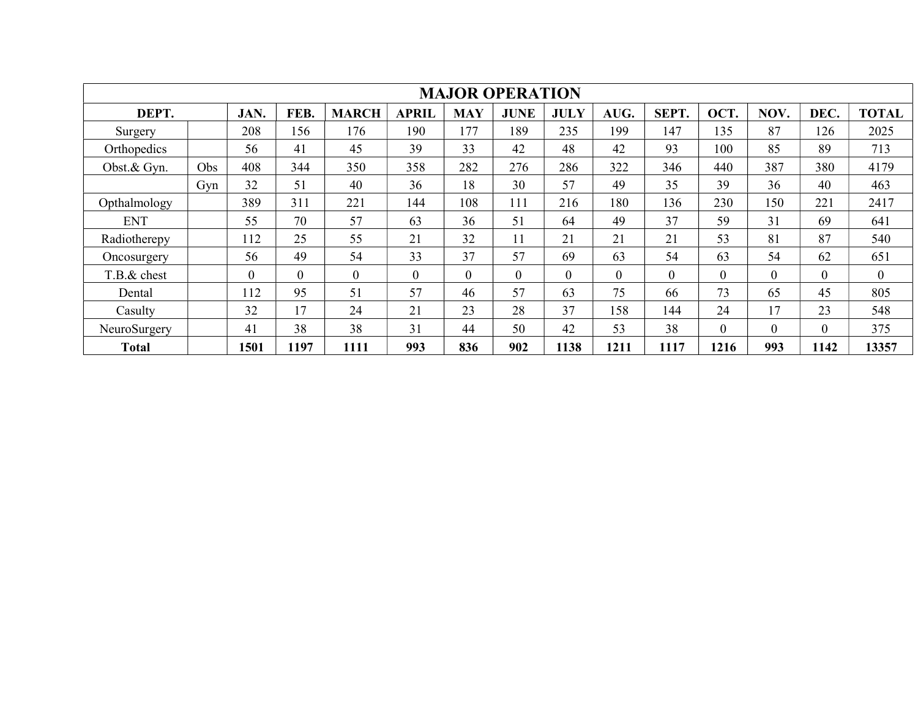| MAJOR OPERATION | | | | | | | | | | | | | | |
|---|---|---|---|---|---|---|---|---|---|---|---|---|---|---|
| **DEPT.** | | **JAN.** | **FEB.** | **MARCH** | **APRIL** | **MAY** | **JUNE** | **JULY** | **AUG.** | **SEPT.** | **OCT.** | **NOV.** | **DEC.** | **TOTAL** |
| Surgery | | 208 | 156 | 176 | 190 | 177 | 189 | 235 | 199 | 147 | 135 | 87 | 126 | 2025 |
| Orthopedics | | 56 | 41 | 45 | 39 | 33 | 42 | 48 | 42 | 93 | 100 | 85 | 89 | 713 |
| Obst.& Gyn. | Obs | 408 | 344 | 350 | 358 | 282 | 276 | 286 | 322 | 346 | 440 | 387 | 380 | 4179 |
| | Gyn | 32 | 51 | 40 | 36 | 18 | 30 | 57 | 49 | 35 | 39 | 36 | 40 | 463 |
| Opthalmology | | 389 | 311 | 221 | 144 | 108 | 111 | 216 | 180 | 136 | 230 | 150 | 221 | 2417 |
| ENT | | 55 | 70 | 57 | 63 | 36 | 51 | 64 | 49 | 37 | 59 | 31 | 69 | 641 |
| Radiotherepy | | 112 | 25 | 55 | 21 | 32 | 11 | 21 | 21 | 21 | 53 | 81 | 87 | 540 |
| Oncosurgery | | 56 | 49 | 54 | 33 | 37 | 57 | 69 | 63 | 54 | 63 | 54 | 62 | 651 |
| T.B.& chest | | 0 | 0 | 0 | 0 | 0 | 0 | 0 | 0 | 0 | 0 | 0 | 0 | 0 |
| Dental | | 112 | 95 | 51 | 57 | 46 | 57 | 63 | 75 | 66 | 73 | 65 | 45 | 805 |
| Casulty | | 32 | 17 | 24 | 21 | 23 | 28 | 37 | 158 | 144 | 24 | 17 | 23 | 548 |
| NeuroSurgery | | 41 | 38 | 38 | 31 | 44 | 50 | 42 | 53 | 38 | 0 | 0 | 0 | 375 |
| **Total** | | **1501** | **1197** | **1111** | **993** | **836** | **902** | **1138** | **1211** | **1117** | **1216** | **993** | **1142** | **13357** |